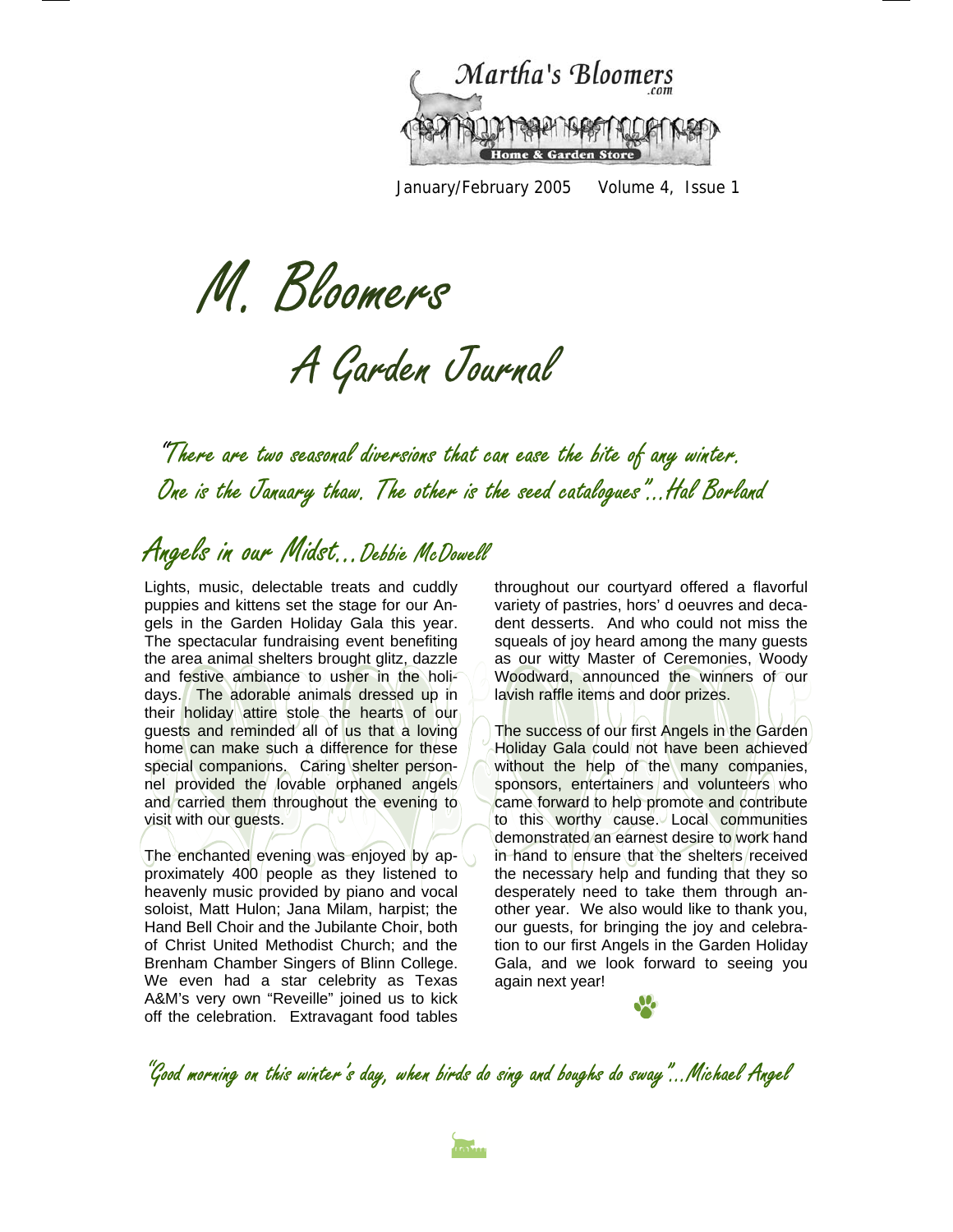Martha's Bloomers.com

Home & Garden Store

January/February 2005 Volume 4, Issue 1

# M. Bloomers

## A Garden Journal

*"There are two seasonal diversions that can ease the bite of any winter. One is the January thaw. The other is the seed catalogues"...Hal Borland*

## Angels in our Midst...Debbie McDowell

Lights, music, delectable treats and cuddly puppies and kittens set the stage for our Angels in the Garden Holiday Gala this year. The spectacular fundraising event benefiting the area animal shelters brought glitz, dazzle and festive ambiance to usher in the holidays. The adorable animals dressed up in their holiday attire stole the hearts of our guests and reminded all of us that a loving home can make such a difference for these special companions. Caring shelter personnel provided the lovable orphaned angels and carried them throughout the evening to visit with our guests.

The enchanted evening was enjoyed by approximately 400 people as they listened to heavenly music provided by piano and vocal soloist, Matt Hulon; Jana Milam, harpist; the Hand Bell Choir and the Jubilante Choir, both of Christ United Methodist Church; and the Brenham Chamber Singers of Blinn College. We even had a star celebrity as Texas A&M's very own "Reveille" joined us to kick off the celebration. Extravagant food tables throughout our courtyard offered a flavorful variety of pastries, hors' d oeuvres and decadent desserts. And who could not miss the squeals of joy heard among the many guests as our witty Master of Ceremonies, Woody Woodward, announced the winners of our lavish raffle items and door prizes.

The success of our first Angels in the Garden Holiday Gala could not have been achieved without the help of the many companies, sponsors, entertainers and volunteers who came forward to help promote and contribute to this worthy cause. Local communities demonstrated an earnest desire to work hand in hand to ensure that the shelters received the necessary help and funding that they so desperately need to take them through another year. We also would like to thank you, our guests, for bringing the joy and celebration to our first Angels in the Garden Holiday Gala, and we look forward to seeing you again next year!

*"Good morning on this winter's day, when birds do sing and boughs do sway"...Michael Angel*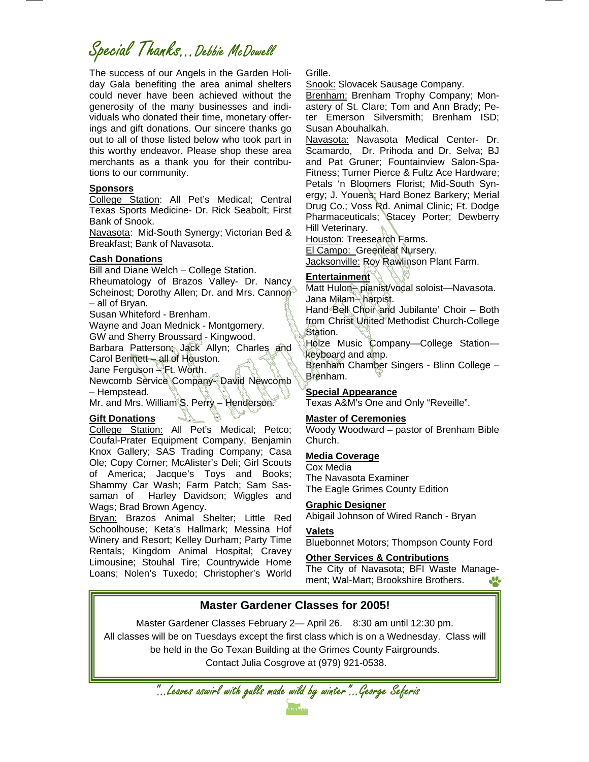# Special Thanks...Debbie McDowell

The success of our Angels in the Garden Holiday Gala benefiting the area animal shelters could never have been achieved without the generosity of the many businesses and individuals who donated their time, monetary offerings and gift donations. Our sincere thanks go out to all of those listed below who took part in this worthy endeavor. Please shop these area merchants as a thank you for their contributions to our community.

**Sponsors**

College Station: All Pet's Medical; Central Texas Sports Medicine- Dr. Rick Seabolt; First Bank of Snook.

Navasota: Mid-South Synergy; Victorian Bed & Breakfast; Bank of Navasota.

**Cash Donations**

Bill and Diane Welch – College Station.

Rheumatology of Brazos Valley- Dr. Nancy Scheinost; Dorothy Allen; Dr. and Mrs. Cannon – all of Bryan.

Susan Whiteford - Brenham.

Wayne and Joan Mednick - Montgomery.

GW and Sherry Broussard - Kingwood.

Barbara Patterson; Jack Allyn; Charles and Carol Bennett – all of Houston.

Jane Ferguson – Ft. Worth.

Newcomb Service Company- David Newcomb – Hempstead.

Mr. and Mrs. William S. Perry – Henderson.

**Gift Donations**

College Station: All Pet's Medical; Petco; Coufal-Prater Equipment Company, Benjamin Knox Gallery; SAS Trading Company; Casa Ole; Copy Corner; McAlister's Deli; Girl Scouts of America; Jacque's Toys and Books; Shammy Car Wash; Farm Patch; Sam Sassaman of Harley Davidson; Wiggles and Wags; Brad Brown Agency.

Bryan: Brazos Animal Shelter; Little Red Schoolhouse; Keta's Hallmark; Messina Hof Winery and Resort; Kelley Durham; Party Time Rentals; Kingdom Animal Hospital; Cravey Limousine; Stouhal Tire; Countrywide Home Loans; Nolen's Tuxedo; Christopher's World Grille.

Snook: Slovacek Sausage Company.

Brenham: Brenham Trophy Company; Monastery of St. Clare; Tom and Ann Brady; Peter Emerson Silversmith; Brenham ISD; Susan Abouhalkah.

Navasota: Navasota Medical Center- Dr. Scamardo, Dr. Prihoda and Dr. Selva; BJ and Pat Gruner; Fountainview Salon-Spa-Fitness; Turner Pierce & Fultz Ace Hardware; Petals 'n Bloomers Florist; Mid-South Synergy; J. Youens; Hard Bonez Barkery; Merial Drug Co.; Voss Rd. Animal Clinic; Ft. Dodge Pharmaceuticals; Stacey Porter; Dewberry Hill Veterinary.

Houston: Treesearch Farms.

El Campo: Greenleaf Nursery.

Jacksonville: Roy Rawlinson Plant Farm.

**Entertainment**

Matt Hulon– pianist/vocal soloist—Navasota.

Jana Milam– harpist.

Hand Bell Choir and Jubilante' Choir – Both from Christ United Methodist Church-College Station.

Holze Music Company—College Station—keyboard and amp.

Brenham Chamber Singers - Blinn College – Brenham.

**Special Appearance**

Texas A&M's One and Only "Reveille".

**Master of Ceremonies**

Woody Woodward – pastor of Brenham Bible Church.

**Media Coverage**

Cox Media

The Navasota Examiner

The Eagle Grimes County Edition

**Graphic Designer**

Abigail Johnson of Wired Ranch - Bryan

**Valets**

Bluebonnet Motors; Thompson County Ford

**Other Services & Contributions**

The City of Navasota; BFI Waste Management; Wal-Mart; Brookshire Brothers.

## Master Gardener Classes for 2005!

Master Gardener Classes February 2— April 26. 8:30 am until 12:30 pm.

All classes will be on Tuesdays except the first class which is on a Wednesday. Class will be held in the Go Texan Building at the Grimes County Fairgrounds.

Contact Julia Cosgrove at (979) 921-0538.

*"...Leaves aswirl with gulls made wild by winter"...George Seferis*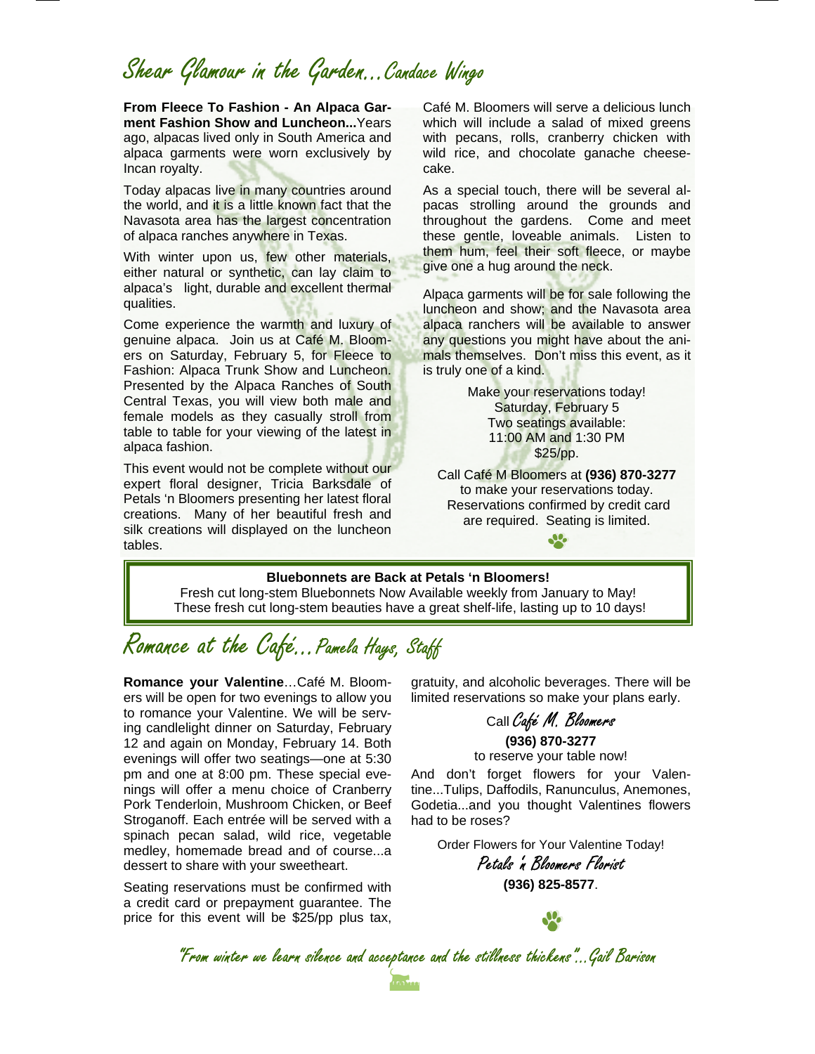## Shear Glamour in the Garden...Candace Wingo

**From Fleece To Fashion - An Alpaca Garment Fashion Show and Luncheon...**Years ago, alpacas lived only in South America and alpaca garments were worn exclusively by Incan royalty.

Today alpacas live in many countries around the world, and it is a little known fact that the Navasota area has the largest concentration of alpaca ranches anywhere in Texas.

With winter upon us, few other materials, either natural or synthetic, can lay claim to alpaca's light, durable and excellent thermal qualities.

Come experience the warmth and luxury of genuine alpaca. Join us at Café M. Bloomers on Saturday, February 5, for Fleece to Fashion: Alpaca Trunk Show and Luncheon. Presented by the Alpaca Ranches of South Central Texas, you will view both male and female models as they casually stroll from table to table for your viewing of the latest in alpaca fashion.

This event would not be complete without our expert floral designer, Tricia Barksdale of Petals 'n Bloomers presenting her latest floral creations. Many of her beautiful fresh and silk creations will displayed on the luncheon tables.

Café M. Bloomers will serve a delicious lunch which will include a salad of mixed greens with pecans, rolls, cranberry chicken with wild rice, and chocolate ganache cheesecake.

As a special touch, there will be several alpacas strolling around the grounds and throughout the gardens. Come and meet these gentle, loveable animals. Listen to them hum, feel their soft fleece, or maybe give one a hug around the neck.

Alpaca garments will be for sale following the luncheon and show; and the Navasota area alpaca ranchers will be available to answer any questions you might have about the animals themselves. Don't miss this event, as it is truly one of a kind.

Make your reservations today!
Saturday, February 5
Two seatings available:
11:00 AM and 1:30 PM
$25/pp.

Call Café M Bloomers at **(936) 870-3277** to make your reservations today. Reservations confirmed by credit card are required. Seating is limited.

**Bluebonnets are Back at Petals 'n Bloomers!**
Fresh cut long-stem Bluebonnets Now Available weekly from January to May!
These fresh cut long-stem beauties have a great shelf-life, lasting up to 10 days!

## Romance at the Café...Pamela Hays, Staff

**Romance your Valentine**…Café M. Bloomers will be open for two evenings to allow you to romance your Valentine. We will be serving candlelight dinner on Saturday, February 12 and again on Monday, February 14. Both evenings will offer two seatings—one at 5:30 pm and one at 8:00 pm. These special evenings will offer a menu choice of Cranberry Pork Tenderloin, Mushroom Chicken, or Beef Stroganoff. Each entrée will be served with a spinach pecan salad, wild rice, vegetable medley, homemade bread and of course...a dessert to share with your sweetheart.

Seating reservations must be confirmed with a credit card or prepayment guarantee. The price for this event will be $25/pp plus tax, gratuity, and alcoholic beverages. There will be limited reservations so make your plans early.

Call *Café M. Bloomers*
**(936) 870-3277**
to reserve your table now!

And don't forget flowers for your Valentine...Tulips, Daffodils, Ranunculus, Anemones, Godetia...and you thought Valentines flowers had to be roses?

Order Flowers for Your Valentine Today!
*Petals 'n Bloomers Florist*
**(936) 825-8577**.

*"From winter we learn silence and acceptance and the stillness thickens"...Gail Barison*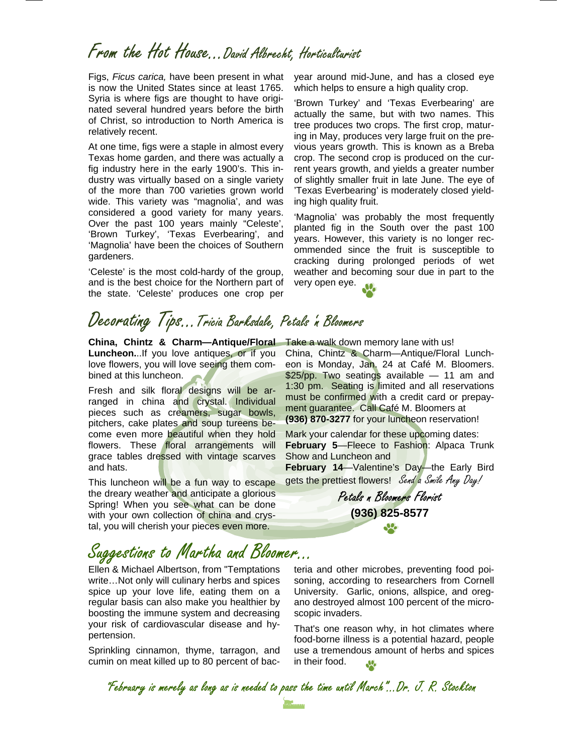## From the Hot House...David Albrecht, Horticulturist

Figs, *Ficus carica,* have been present in what is now the United States since at least 1765. Syria is where figs are thought to have originated several hundred years before the birth of Christ, so introduction to North America is relatively recent.

At one time, figs were a staple in almost every Texas home garden, and there was actually a fig industry here in the early 1900's. This industry was virtually based on a single variety of the more than 700 varieties grown world wide. This variety was "magnolia', and was considered a good variety for many years. Over the past 100 years mainly "Celeste', 'Brown Turkey', 'Texas Everbearing', and 'Magnolia' have been the choices of Southern gardeners.

'Celeste' is the most cold-hardy of the group, and is the best choice for the Northern part of the state. 'Celeste' produces one crop per year around mid-June, and has a closed eye which helps to ensure a high quality crop.

'Brown Turkey' and 'Texas Everbearing' are actually the same, but with two names. This tree produces two crops. The first crop, maturing in May, produces very large fruit on the previous years growth. This is known as a Breba crop. The second crop is produced on the current years growth, and yields a greater number of slightly smaller fruit in late June. The eye of 'Texas Everbearing' is moderately closed yielding high quality fruit.

'Magnolia' was probably the most frequently planted fig in the South over the past 100 years. However, this variety is no longer recommended since the fruit is susceptible to cracking during prolonged periods of wet weather and becoming sour due in part to the very open eye.

## Decorating Tips...Tricia Barksdale, Petals 'n Bloomers

**China, Chintz & Charm—Antique/Floral Luncheon**...If you love antiques, or if you love flowers, you will love seeing them combined at this luncheon.

Fresh and silk floral designs will be arranged in china and crystal. Individual pieces such as creamers, sugar bowls, pitchers, cake plates and soup tureens become even more beautiful when they hold flowers. These floral arrangements will grace tables dressed with vintage scarves and hats.

This luncheon will be a fun way to escape the dreary weather and anticipate a glorious Spring! When you see what can be done with your own collection of china and crystal, you will cherish your pieces even more.

Take a walk down memory lane with us!

China, Chintz & Charm—Antique/Floral Luncheon is Monday, Jan. 24 at Café M. Bloomers. $25/pp. Two seatings available — 11 am and 1:30 pm. Seating is limited and all reservations must be confirmed with a credit card or prepayment guarantee. Call Café M. Bloomers at **(936) 870-3277** for your luncheon reservation!

Mark your calendar for these upcoming dates:
**February 5**—Fleece to Fashion: Alpaca Trunk Show and Luncheon and
**February 14**—Valentine's Day—the Early Bird gets the prettiest flowers! *Send a Smile Any Day!*

*Petals n Bloomers Florist*
**(936) 825-8577**

## Suggestions to Martha and Bloomer...

Ellen & Michael Albertson, from "Temptations write…Not only will culinary herbs and spices spice up your love life, eating them on a regular basis can also make you healthier by boosting the immune system and decreasing your risk of cardiovascular disease and hypertension.

Sprinkling cinnamon, thyme, tarragon, and cumin on meat killed up to 80 percent of bacteria and other microbes, preventing food poisoning, according to researchers from Cornell University. Garlic, onions, allspice, and oregano destroyed almost 100 percent of the microscopic invaders.

That's one reason why, in hot climates where food-borne illness is a potential hazard, people use a tremendous amount of herbs and spices in their food.

*"February is merely as long as is needed to pass the time until March"...Dr. J. R. Stockton*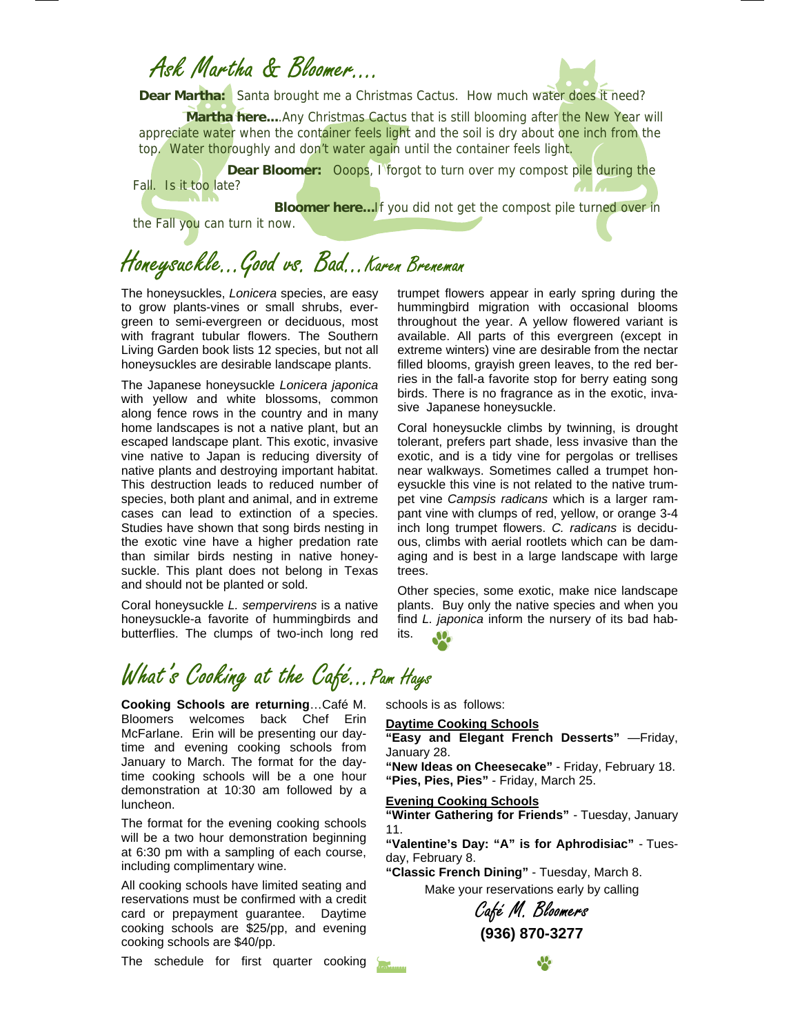## Ask Martha & Bloomer....

**Dear Martha:** Santa brought me a Christmas Cactus. How much water does it need?

**Martha here....**Any Christmas Cactus that is still blooming after the New Year will appreciate water when the container feels light and the soil is dry about one inch from the top. Water thoroughly and don't water again until the container feels light.

**Dear Bloomer:** Ooops, I forgot to turn over my compost pile during the Fall. Is it too late?

**Bloomer here...**If you did not get the compost pile turned over in the Fall you can turn it now.

## Honeysuckle...Good vs. Bad...Karen Breneman

The honeysuckles, *Lonicera* species, are easy to grow plants-vines or small shrubs, evergreen to semi-evergreen or deciduous, most with fragrant tubular flowers. The Southern Living Garden book lists 12 species, but not all honeysuckles are desirable landscape plants.

The Japanese honeysuckle *Lonicera japonica* with yellow and white blossoms, common along fence rows in the country and in many home landscapes is not a native plant, but an escaped landscape plant. This exotic, invasive vine native to Japan is reducing diversity of native plants and destroying important habitat. This destruction leads to reduced number of species, both plant and animal, and in extreme cases can lead to extinction of a species. Studies have shown that song birds nesting in the exotic vine have a higher predation rate than similar birds nesting in native honeysuckle. This plant does not belong in Texas and should not be planted or sold.

Coral honeysuckle *L. sempervirens* is a native honeysuckle-a favorite of hummingbirds and butterflies. The clumps of two-inch long red trumpet flowers appear in early spring during the hummingbird migration with occasional blooms throughout the year. A yellow flowered variant is available. All parts of this evergreen (except in extreme winters) vine are desirable from the nectar filled blooms, grayish green leaves, to the red berries in the fall-a favorite stop for berry eating song birds. There is no fragrance as in the exotic, invasive Japanese honeysuckle.

Coral honeysuckle climbs by twinning, is drought tolerant, prefers part shade, less invasive than the exotic, and is a tidy vine for pergolas or trellises near walkways. Sometimes called a trumpet honeysuckle this vine is not related to the native trumpet vine *Campsis radicans* which is a larger rampant vine with clumps of red, yellow, or orange 3-4 inch long trumpet flowers. *C. radicans* is deciduous, climbs with aerial rootlets which can be damaging and is best in a large landscape with large trees.

Other species, some exotic, make nice landscape plants. Buy only the native species and when you find *L. japonica* inform the nursery of its bad habits.

## What's Cooking at the Café...Pam Hays

**Cooking Schools are returning**…Café M. Bloomers welcomes back Chef Erin McFarlane. Erin will be presenting our daytime and evening cooking schools from January to March. The format for the daytime cooking schools will be a one hour demonstration at 10:30 am followed by a luncheon.

The format for the evening cooking schools will be a two hour demonstration beginning at 6:30 pm with a sampling of each course, including complimentary wine.

All cooking schools have limited seating and reservations must be confirmed with a credit card or prepayment guarantee. Daytime cooking schools are $25/pp, and evening cooking schools are $40/pp.

The schedule for first quarter cooking schools is as follows:

**Daytime Cooking Schools**

**"Easy and Elegant French Desserts"** —Friday, January 28.
**"New Ideas on Cheesecake"** - Friday, February 18.
**"Pies, Pies, Pies"** - Friday, March 25.

**Evening Cooking Schools**

**"Winter Gathering for Friends"** - Tuesday, January 11.
**"Valentine's Day: "A" is for Aphrodisiac"** - Tuesday, February 8.
**"Classic French Dining"** - Tuesday, March 8.

Make your reservations early by calling

Café M. Bloomers
**(936) 870-3277**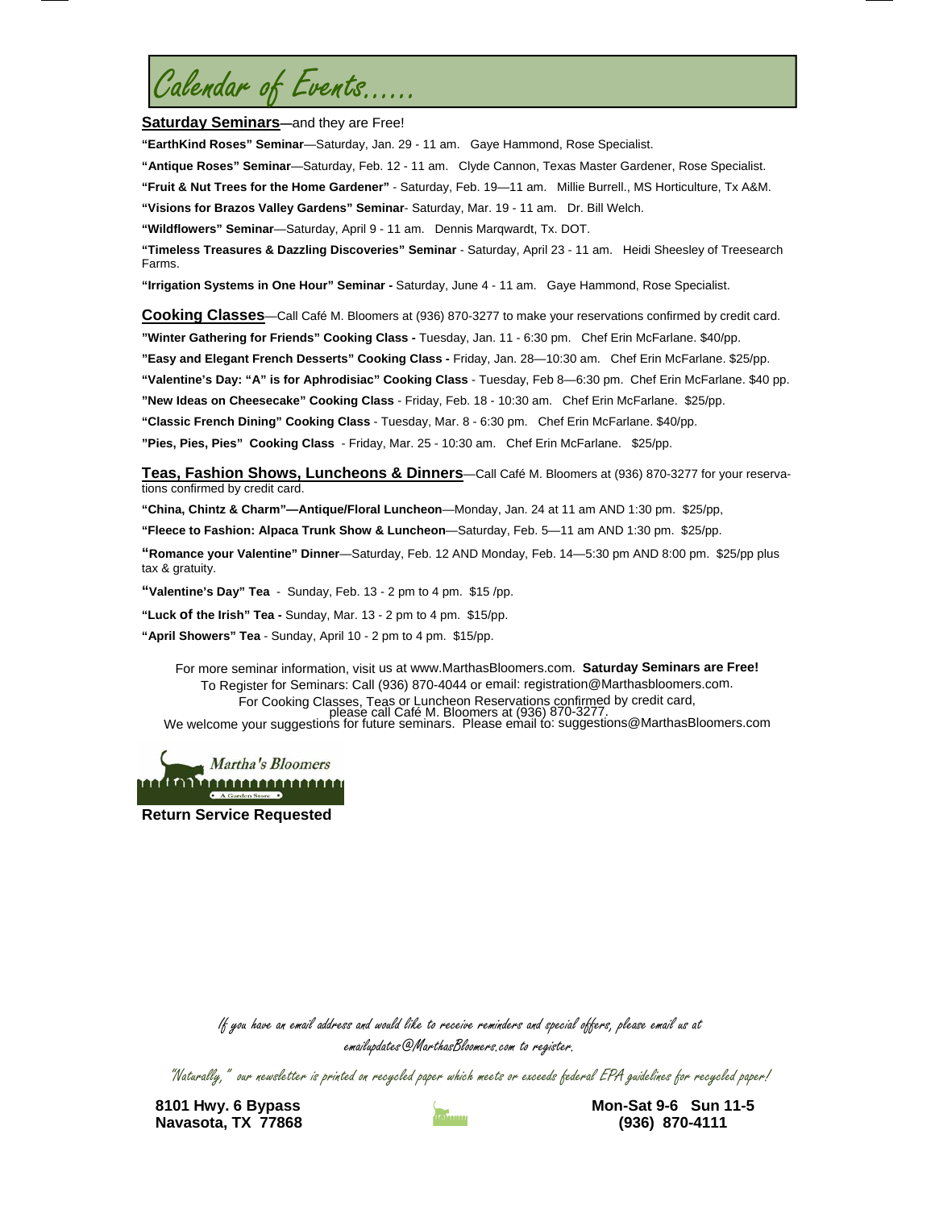# Calendar of Events......

**Saturday Seminars**—and they are Free!

**"EarthKind Roses" Seminar**—Saturday, Jan. 29 - 11 am. Gaye Hammond, Rose Specialist.

**"Antique Roses" Seminar**—Saturday, Feb. 12 - 11 am. Clyde Cannon, Texas Master Gardener, Rose Specialist.

**"Fruit & Nut Trees for the Home Gardener"** - Saturday, Feb. 19—11 am. Millie Burrell., MS Horticulture, Tx A&M.

**"Visions for Brazos Valley Gardens" Seminar**- Saturday, Mar. 19 - 11 am. Dr. Bill Welch.

**"Wildflowers" Seminar**—Saturday, April 9 - 11 am. Dennis Marqwardt, Tx. DOT.

**"Timeless Treasures & Dazzling Discoveries" Seminar** - Saturday, April 23 - 11 am. Heidi Sheesley of Treesearch Farms.

**"Irrigation Systems in One Hour" Seminar -** Saturday, June 4 - 11 am. Gaye Hammond, Rose Specialist.

**Cooking Classes**—Call Café M. Bloomers at (936) 870-3277 to make your reservations confirmed by credit card.

**"Winter Gathering for Friends" Cooking Class -** Tuesday, Jan. 11 - 6:30 pm. Chef Erin McFarlane. $40/pp.

**"Easy and Elegant French Desserts" Cooking Class -** Friday, Jan. 28—10:30 am. Chef Erin McFarlane. $25/pp.

**"Valentine's Day: "A" is for Aphrodisiac" Cooking Class** - Tuesday, Feb 8—6:30 pm. Chef Erin McFarlane. $40 pp.

**"New Ideas on Cheesecake" Cooking Class** - Friday, Feb. 18 - 10:30 am. Chef Erin McFarlane. $25/pp.

**"Classic French Dining" Cooking Class** - Tuesday, Mar. 8 - 6:30 pm. Chef Erin McFarlane. $40/pp.

**"Pies, Pies, Pies" Cooking Class** - Friday, Mar. 25 - 10:30 am. Chef Erin McFarlane. $25/pp.

**Teas, Fashion Shows, Luncheons & Dinners**—Call Café M. Bloomers at (936) 870-3277 for your reservations confirmed by credit card.

**"China, Chintz & Charm"—Antique/Floral Luncheon**—Monday, Jan. 24 at 11 am AND 1:30 pm. $25/pp,

**"Fleece to Fashion: Alpaca Trunk Show & Luncheon**—Saturday, Feb. 5—11 am AND 1:30 pm. $25/pp.

**"Romance your Valentine" Dinner**—Saturday, Feb. 12 AND Monday, Feb. 14—5:30 pm AND 8:00 pm. $25/pp plus tax & gratuity.

**"Valentine's Day" Tea** - Sunday, Feb. 13 - 2 pm to 4 pm. $15 /pp.

**"Luck of the Irish" Tea -** Sunday, Mar. 13 - 2 pm to 4 pm. $15/pp.

**"April Showers" Tea** - Sunday, April 10 - 2 pm to 4 pm. $15/pp.

For more seminar information, visit us at www.MarthasBloomers.com. **Saturday Seminars are Free!**
To Register for Seminars: Call (936) 870-4044 or email: registration@Marthasbloomers.com.
For Cooking Classes, Teas or Luncheon Reservations confirmed by credit card, please call Café M. Bloomers at (936) 870-3277.
We welcome your suggestions for future seminars. Please email to: suggestions@MarthasBloomers.com

Martha's Bloomers
A Garden Store

**Return Service Requested**

*If you have an email address and would like to receive reminders and special offers, please email us at emailupdates@MarthasBloomers.com to register.*

*"Naturally," our newsletter is printed on recycled paper which meets or exceeds federal EPA guidelines for recycled paper!*

**8101 Hwy. 6 Bypass**
**Navasota, TX 77868**

**Mon-Sat 9-6 Sun 11-5**
**(936) 870-4111**